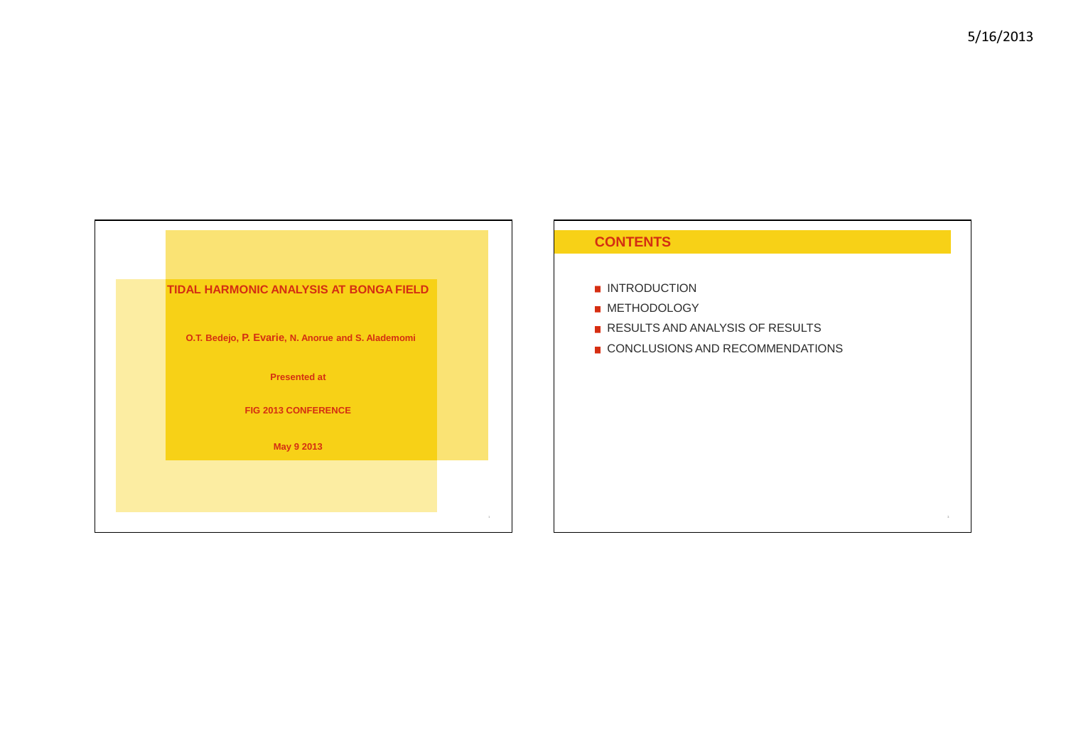# TIDAL HARMONIC ANALYSIS AT BONGA FIELD

**O.T. Bedejo, P. Evarie, N. Anorue and S. Alademomi**

**Presented at**

**FIG 2013 CONFERENCE**

**May 9 2013**

## CONTENTS

- INTRODUCTION
- METHODOLOGY
- RESULTS AND ANALYSIS OF RESULTS
- CONCLUSIONS AND RECOMMENDATIONS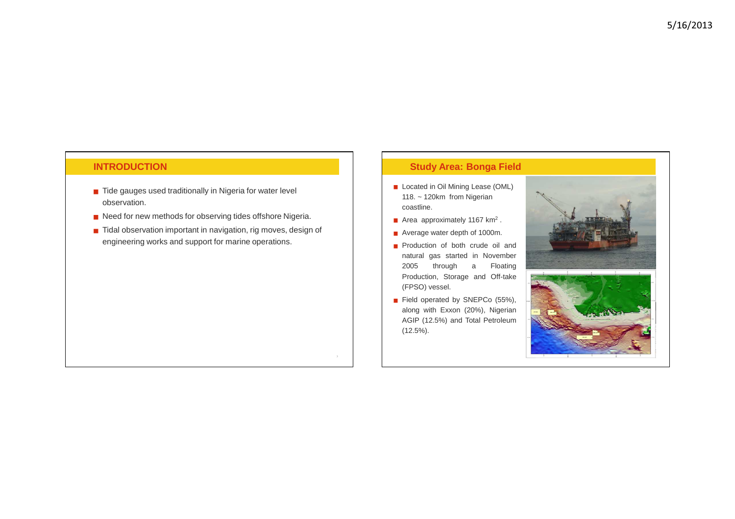## INTRODUCTION

- Tide gauges used traditionally in Nigeria for water level observation.
- Need for new methods for observing tides offshore Nigeria.
- Tidal observation important in navigation, rig moves, design of engineering works and support for marine operations.

## Study Area: Bonga Field

- Located in Oil Mining Lease (OML) 118. ~ 120km from Nigerian coastline.
- Area approximately 1167 $km^2$ .
- Average water depth of 1000m.
- Production of both crude oil and natural gas started in November 2005 through a Floating Production, Storage and Off-take (FPSO) vessel.
- Field operated by SNEPCo (55%), along with Exxon (20%), Nigerian AGIP (12.5%) and Total Petroleum (12.5%).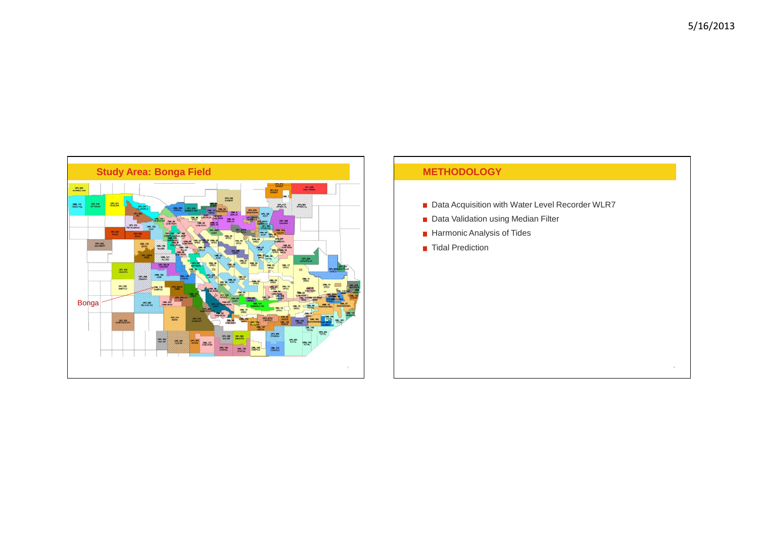## Study Area: Bonga Field

Bonga

## METHODOLOGY

- Data Acquisition with Water Level Recorder WLR7
- Data Validation using Median Filter
- Harmonic Analysis of Tides
- Tidal Prediction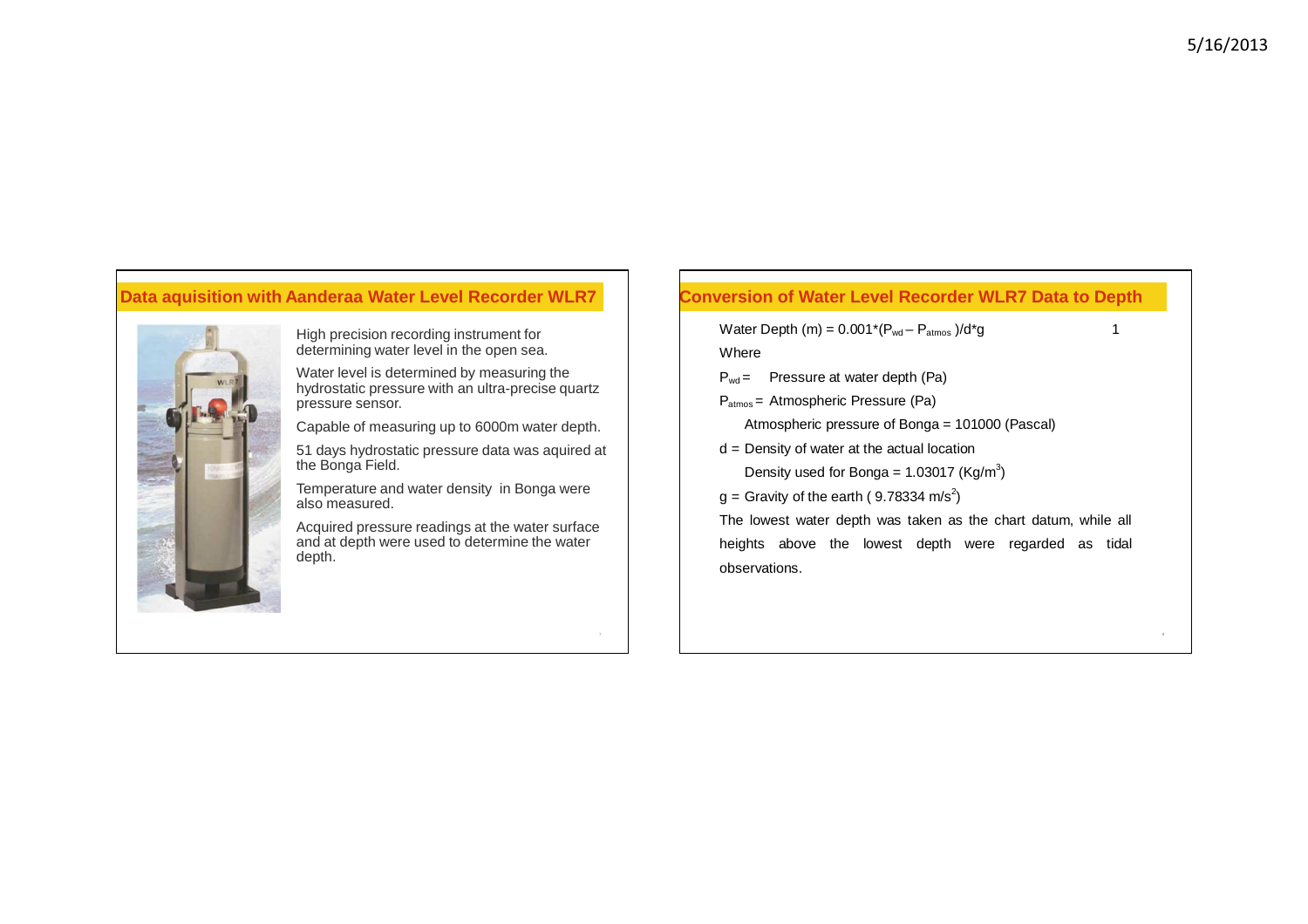## Data aquisition with Aanderaa Water Level Recorder WLR7

High precision recording instrument for determining water level in the open sea.

Water level is determined by measuring the hydrostatic pressure with an ultra-precise quartz pressure sensor.

Capable of measuring up to 6000m water depth.

51 days hydrostatic pressure data was aquired at the Bonga Field.

Temperature and water density in Bonga were also measured.

Acquired pressure readings at the water surface and at depth were used to determine the water depth.

## Conversion of Water Level Recorder WLR7 Data to Depth

Water Depth (m) = $0.001*(P_{wd} - P_{atmos})/d*g$ 1

Where

$P_{wd}$ = Pressure at water depth (Pa)

$P_{atmos}$ = Atmospheric Pressure (Pa)

Atmospheric pressure of Bonga = 101000 (Pascal)

d = Density of water at the actual location

Density used for Bonga = 1.03017 ($Kg/m^3$)

g = Gravity of the earth ( 9.78334 $m/s^2$)

The lowest water depth was taken as the chart datum, while all heights above the lowest depth were regarded as tidal observations.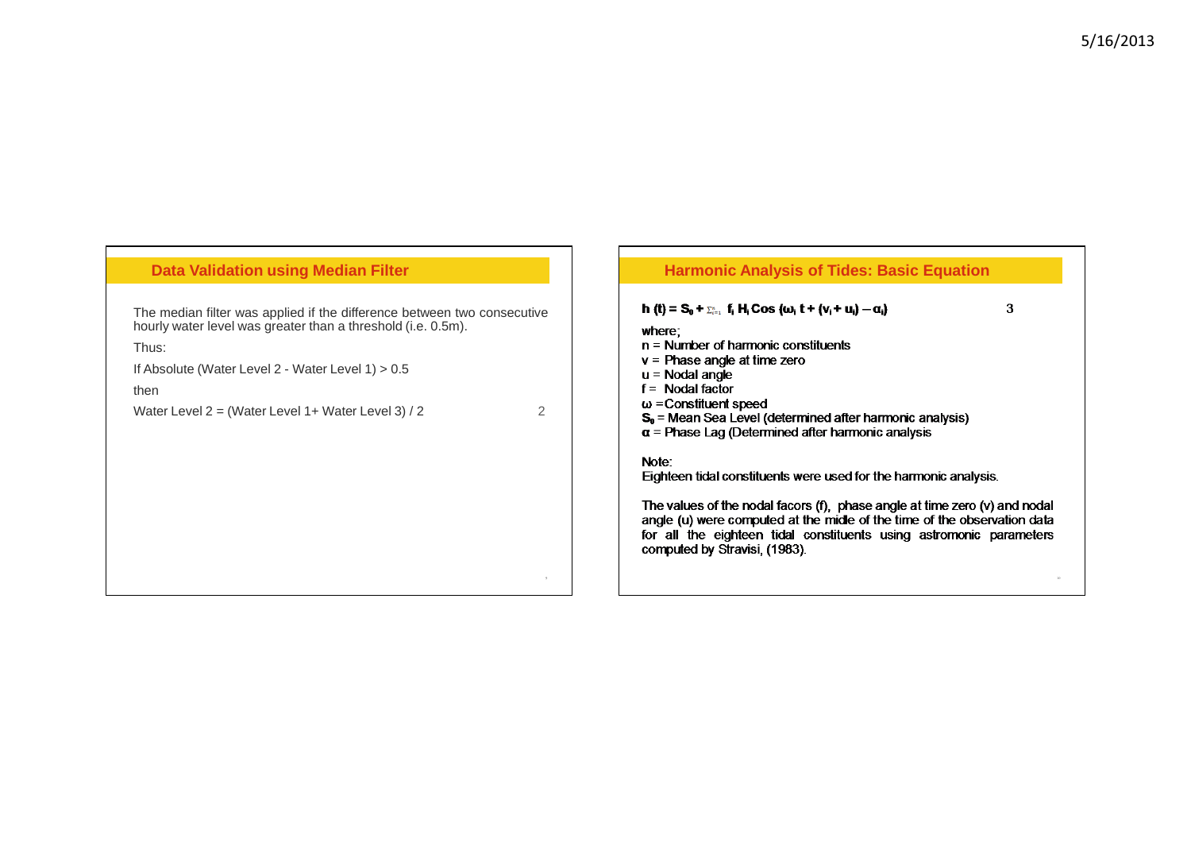## Data Validation using Median Filter

The median filter was applied if the difference between two consecutive hourly water level was greater than a threshold (i.e. 0.5m).

Thus:

If Absolute (Water Level 2 - Water Level 1) > 0.5

then

Water Level 2 = (Water Level 1+ Water Level 3) / 2 (2)

## Harmonic Analysis of Tides: Basic Equation

$$h(t) = S_0 + \sum_{i=1}^{n} f_i H_i \cos(\omega_i t + (v_i + u_i) - \alpha_i) \quad (3)$$

where;

- $n$ = Number of harmonic constituents
- $v$ = Phase angle at time zero
- $u$ = Nodal angle
- $f$ = Nodal factor
- $\omega$ = Constituent speed
- $S_0$ = Mean Sea Level (determined after harmonic analysis)
- $\alpha$ = Phase Lag (Determined after harmonic analysis

Note:

Eighteen tidal constituents were used for the harmonic analysis.

The values of the nodal facors (f), phase angle at time zero (v) and nodal angle (u) were computed at the midle of the time of the observation data for all the eighteen tidal constituents using astromonic parameters computed by Stravisi, (1983).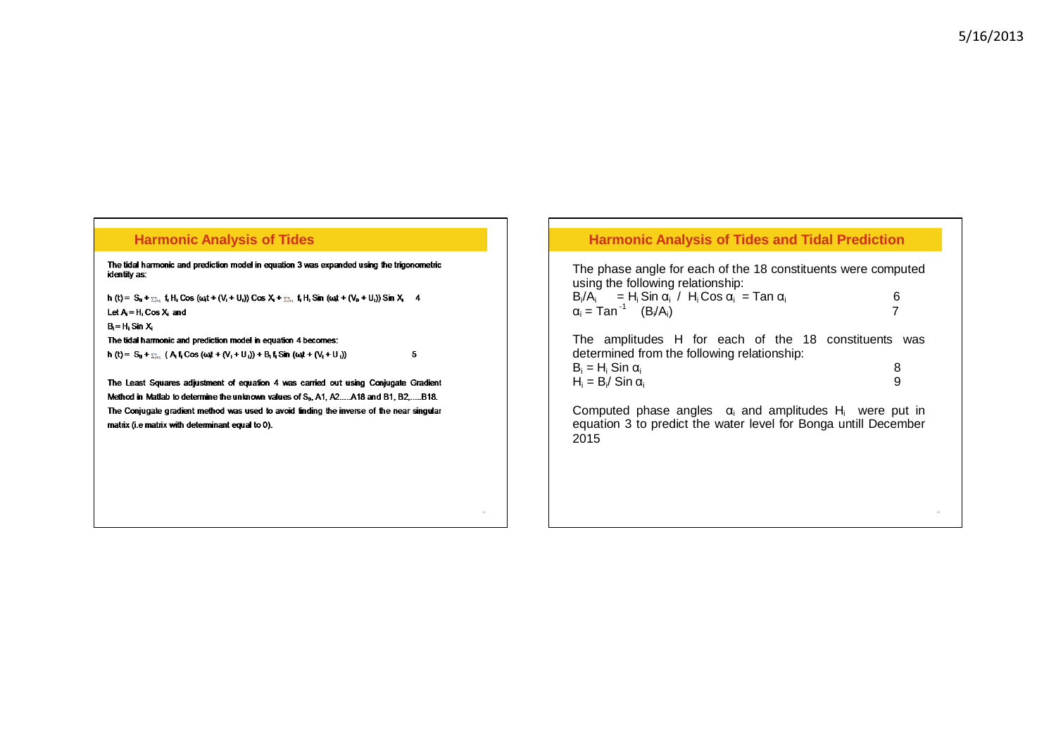## Harmonic Analysis of Tides

The tidal harmonic and prediction model in equation 3 was expanded using the trigonometric identity as:

$$h(t) = S_0 + \sum_{i=1}^{m} f_i H_i \cos(\omega_i t + (V_i + U_i)) \cos X_i + \sum_{i=1}^{m} f_i H_i \sin(\omega_i t + (V_0 + U_i)) \sin X_i \quad 4$$

Let $A_i = H_i \cos X_i$ and

$B_i = H_i \sin X_i$

The tidal harmonic and prediction model in equation 4 becomes:

$$h(t) = S_0 + \sum_{i=1}^{m} (A_i f_i \cos(\omega_i t + (V_i + U_i)) + B_i f_i \sin(\omega_i t + (V_i + U_i)) \quad 5$$

The Least Squares adjustment of equation 4 was carried out using Conjugate Gradient Method in Matlab to determine the unknown values of $S_0$, A1, A2.....A18 and B1, B2,.....B18. The Conjugate gradient method was used to avoid finding the inverse of the near singular matrix (i.e matrix with determinant equal to 0).

## Harmonic Analysis of Tides and Tidal Prediction

The phase angle for each of the 18 constituents were computed using the following relationship:

$$B_i/A_i = H_i \sin \alpha_i \; / \; H_i \cos \alpha_i = \tan \alpha_i \quad 6$$

$$\alpha_i = \tan^{-1} (B_i/A_i) \quad 7$$

The amplitudes H for each of the 18 constituents was determined from the following relationship:

$$B_i = H_i \sin \alpha_i \quad 8$$

$$H_i = B_i / \sin \alpha_i \quad 9$$

Computed phase angles $\alpha_i$ and amplitudes $H_i$ were put in equation 3 to predict the water level for Bonga untill December 2015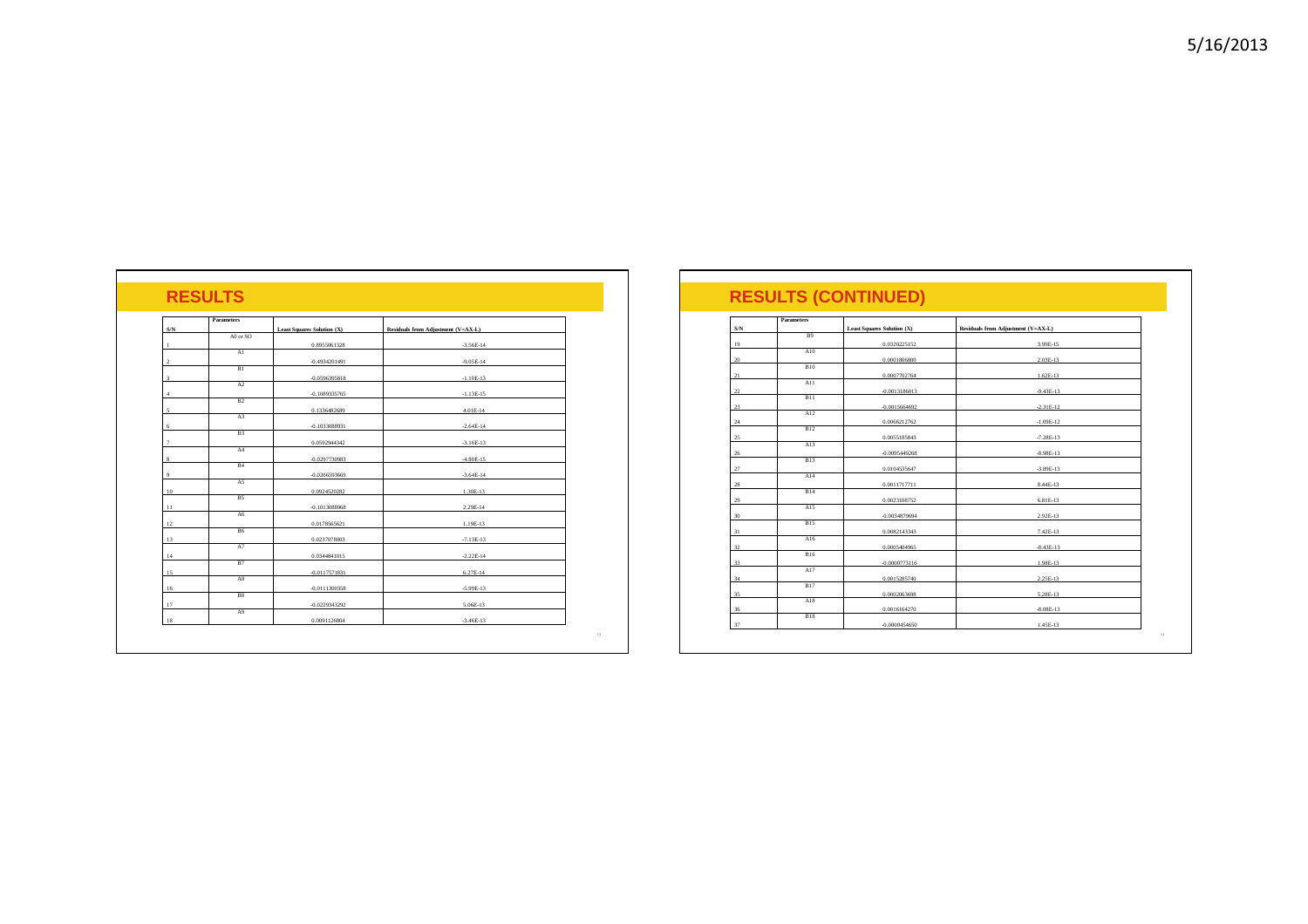## RESULTS

| S/N | Parameters | Least Squares Solution (X) | Residuals from Adjustment (V=AX-L) |
|---|---|---|---|
| 1 | A0 or SO | 0.8955061328 | -3.56E-14 |
| 2 | A1 | -0.4934201491 | -9.05E-14 |
| 3 | B1 | -0.0596395818 | -1.10E-13 |
| 4 | A2 | -0.1089335765 | -1.13E-15 |
| 5 | B2 | 0.1336482689 | 4.01E-14 |
| 6 | A3 | -0.1033088931 | -2.64E-14 |
| 7 | B3 | 0.0592944342 | -3.16E-13 |
| 8 | A4 | -0.0297730983 | -4.80E-15 |
| 9 | B4 | -0.0266593669 | -3.64E-14 |
| 10 | A5 | 0.0924520282 | 1.30E-13 |
| 11 | B5 | -0.1013088968 | 2.29E-14 |
| 12 | A6 | 0.0178565621 | 1.19E-13 |
| 13 | B6 | 0.0237078003 | -7.13E-13 |
| 14 | A7 | 0.0344841015 | -2.22E-14 |
| 15 | B7 | -0.0117571831 | 6.27E-14 |
| 16 | A8 | -0.0111300358 | -5.99E-13 |
| 17 | B8 | -0.0229343292 | 5.06E-13 |
| 18 | A9 | 0.0091126804 | -3.46E-13 |

## RESULTS (CONTINUED)

| S/N | Parameters | Least Squares Solution (X) | Residuals from Adjustment (V=AX-L) |
|---|---|---|---|
| 19 | B9 | 0.0320225152 | 3.99E-15 |
| 20 | A10 | 0.0001806800 | 2.03E-13 |
| 21 | B10 | 0.0007702764 | 1.62E-13 |
| 22 | A11 | -0.0013186013 | -9.43E-13 |
| 23 | B11 | -0.0015664692 | -2.31E-12 |
| 24 | A12 | 0.0066212762 | -1.09E-12 |
| 25 | B12 | 0.0055185843 | -7.28E-13 |
| 26 | A13 | -0.0095449268 | -8.98E-13 |
| 27 | B13 | 0.0104535647 | -3.89E-13 |
| 28 | A14 | 0.0011717711 | 8.44E-13 |
| 29 | B14 | 0.0023108752 | 6.81E-13 |
| 30 | A15 | -0.0034879694 | 2.92E-13 |
| 31 | B15 | 0.0082143343 | 7.42E-13 |
| 32 | A16 | 0.0005404965 | -8.43E-13 |
| 33 | B16 | -0.0000773116 | 1.98E-13 |
| 34 | A17 | 0.0015285740 | 2.25E-13 |
| 35 | B17 | 0.0002063698 | 5.28E-13 |
| 36 | A18 | 0.0016164270 | -8.08E-13 |
| 37 | B18 | -0.0000454650 | 1.45E-13 |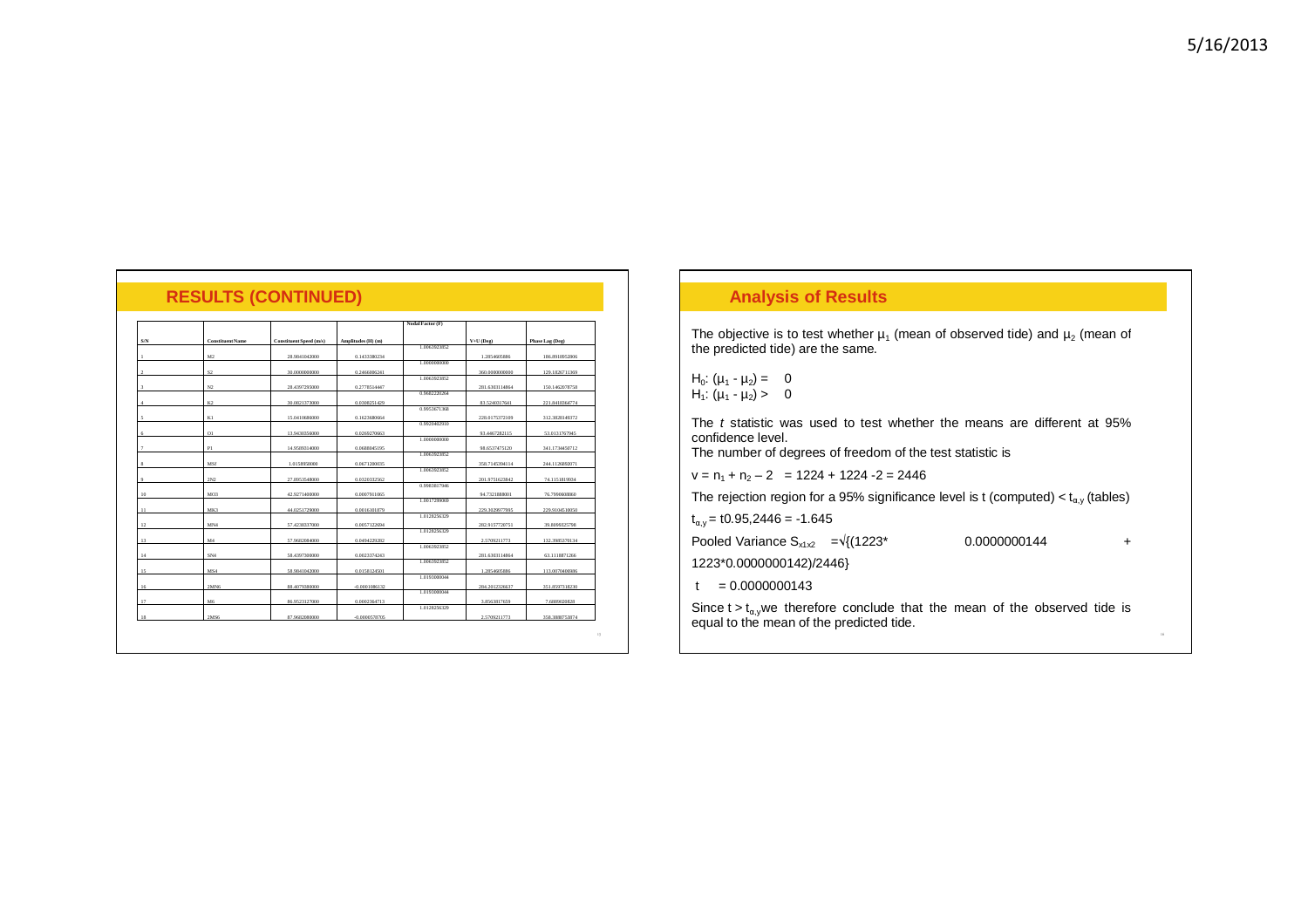## RESULTS (CONTINUED)

| S/N | Constituent Name | Constituent Speed (m/s) | Amplitudes (H) (m) | Nodal Factor (F) | V+U (Deg) | Phase Lag (Deg) |
|---|---|---|---|---|---|---|
| 1 | M2 | 28.9841042000 | 0.1433380234 | 1.0063923852 | 1.2854605886 | 186.8910852006 |
| 2 | S2 | 30.0000000000 | 0.2466006241 | 1.0000000000 | 360.0000000000 | 129.1826711369 |
| 3 | N2 | 28.4397295000 | 0.2778514447 | 1.0063923852 | 281.6303114864 | 150.1462678758 |
| 4 | K2 | 30.0821373000 | 0.0300251429 | 0.9682220264 | 83.5240317641 | 221.8418264774 |
| 5 | K1 | 15.0410686000 | 0.1623680664 | 0.9953671368 | 228.0175372109 | 312.3828149372 |
| 6 | O1 | 13.9430356000 | 0.0269270663 | 0.9920482910 | 93.4467282115 | 53.0131767945 |
| 7 | P1 | 14.9589314000 | 0.0688045195 | 1.0000000000 | 98.6537475120 | 341.1734450712 |
| 8 | MSf | 1.0158958000 | 0.0671280035 | 1.0063923852 | 358.7145394114 | 244.1126802071 |
| 9 | 2N2 | 27.8953548000 | 0.0320332562 | 1.0063923852 | 201.9751623842 | 74.1151819934 |
| 10 | MO3 | 42.9271400000 | 0.0007911065 | 0.9983817946 | 94.7321888801 | 76.7999600860 |
| 11 | MK3 | 44.0251729000 | 0.0016101879 | 1.0017299069 | 229.3029977995 | 229.9104510050 |
| 12 | MN4 | 57.4238337000 | 0.0057122694 | 1.0128256329 | 282.9157720751 | 39.8099325798 |
| 13 | M4 | 57.9682084000 | 0.0494229282 | 1.0128256329 | 2.5709211773 | 132.3985370134 |
| 14 | SN4 | 58.4397300000 | 0.0023374263 | 1.0063923852 | 281.6303114864 | 63.1118871266 |
| 15 | MS4 | 58.9841042000 | 0.0158124501 | 1.0063923852 | 1.2854605886 | 113.0070400986 |
| 16 | 2MN6 | 88.4079380000 | -0.0001086132 | 1.0193080044 | 284.2012326637 | 351.8597318230 |
| 17 | M6 | 86.9523127000 | 0.0002264713 | 1.0193080044 | 3.8563817659 | 7.6889920828 |
| 18 | 2MS6 | 87.9682080000 | -0.0000570705 | 1.0128256329 | 2.5709211773 | 358.3880753874 |

## Analysis of Results

The objective is to test whether $\mu_1$ (mean of observed tide) and $\mu_2$ (mean of the predicted tide) are the same.

$H_0$: $(\mu_1 - \mu_2) = 0$

$H_1$: $(\mu_1 - \mu_2) > 0$

The *t* statistic was used to test whether the means are different at 95% confidence level.

The number of degrees of freedom of the test statistic is

$v = n_1 + n_2 - 2 = 1224 + 1224 - 2 = 2446$

The rejection region for a 95% significance level is t (computed) < $t_{\alpha,y}$ (tables)

$t_{\alpha,y} = t0.95{,}2446 = -1.645$

Pooled Variance $S_{x1x2} = \sqrt{(1223^* \quad 0.0000000144 + 1223^*0.0000000142)/2446}$

$t = 0.0000000143$

Since $t > t_{\alpha,y}$ we therefore conclude that the mean of the observed tide is equal to the mean of the predicted tide.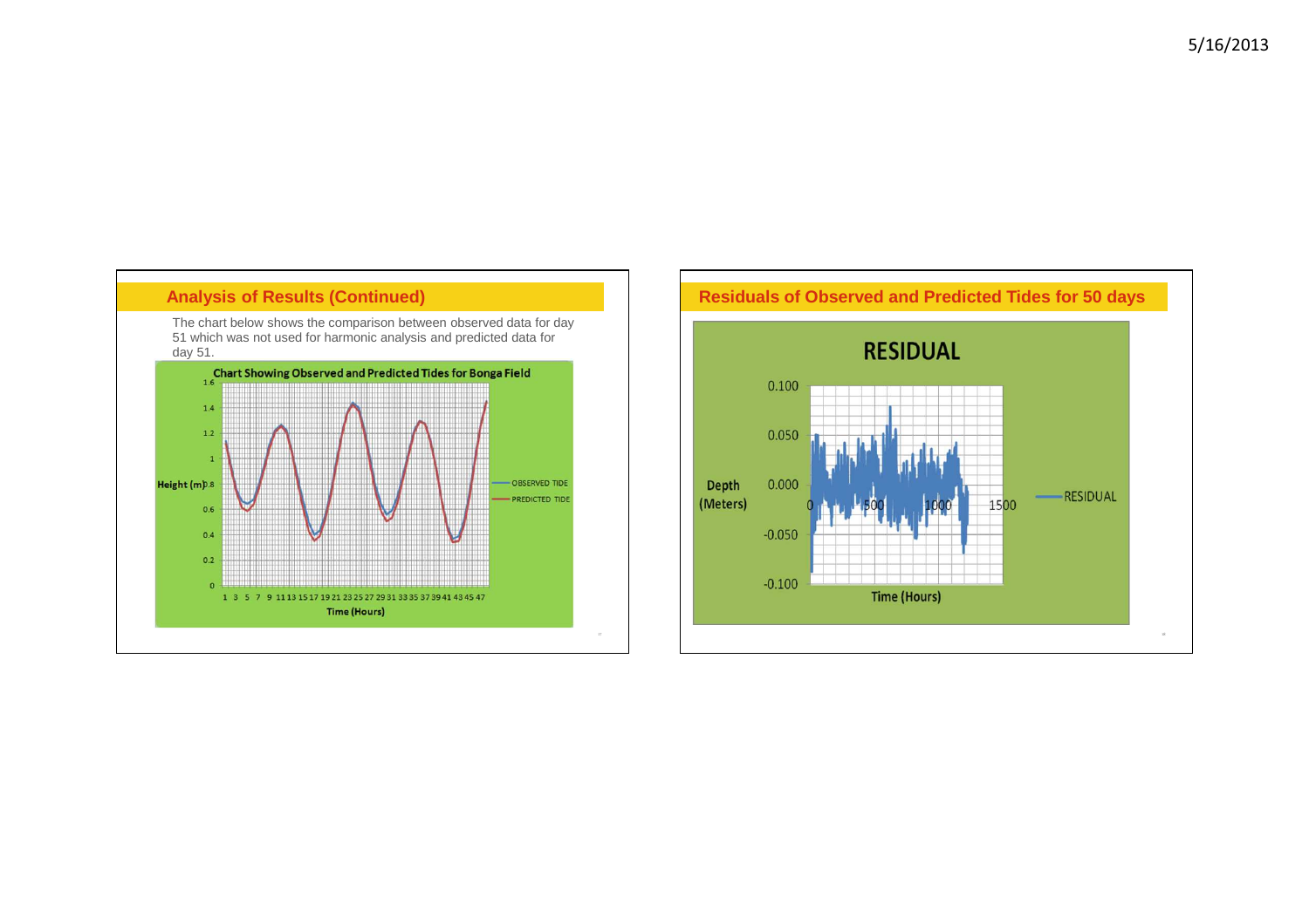## Analysis of Results (Continued)

The chart below shows the comparison between observed data for day 51 which was not used for harmonic analysis and predicted data for day 51.

## Residuals of Observed and Predicted Tides for 50 days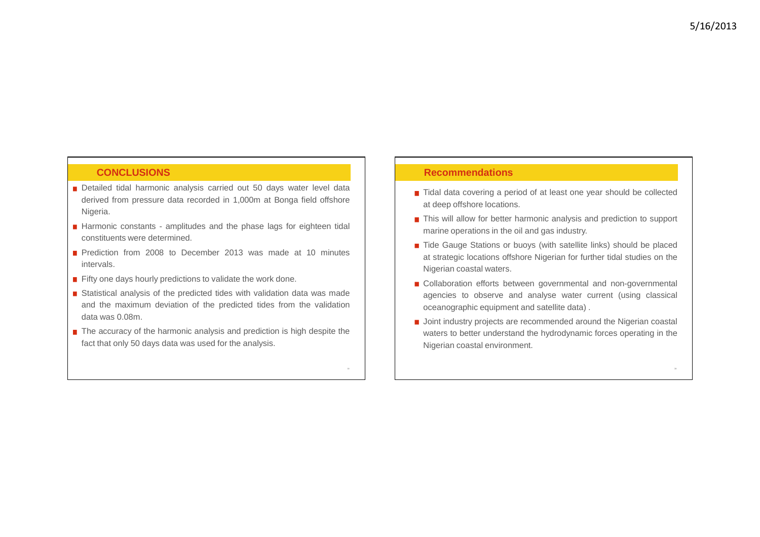## CONCLUSIONS

- Detailed tidal harmonic analysis carried out 50 days water level data derived from pressure data recorded in 1,000m at Bonga field offshore Nigeria.
- Harmonic constants - amplitudes and the phase lags for eighteen tidal constituents were determined.
- Prediction from 2008 to December 2013 was made at 10 minutes intervals.
- Fifty one days hourly predictions to validate the work done.
- Statistical analysis of the predicted tides with validation data was made and the maximum deviation of the predicted tides from the validation data was 0.08m.
- The accuracy of the harmonic analysis and prediction is high despite the fact that only 50 days data was used for the analysis.

## Recommendations

- Tidal data covering a period of at least one year should be collected at deep offshore locations.
- This will allow for better harmonic analysis and prediction to support marine operations in the oil and gas industry.
- Tide Gauge Stations or buoys (with satellite links) should be placed at strategic locations offshore Nigerian for further tidal studies on the Nigerian coastal waters.
- Collaboration efforts between governmental and non-governmental agencies to observe and analyse water current (using classical oceanographic equipment and satellite data) .
- Joint industry projects are recommended around the Nigerian coastal waters to better understand the hydrodynamic forces operating in the Nigerian coastal environment.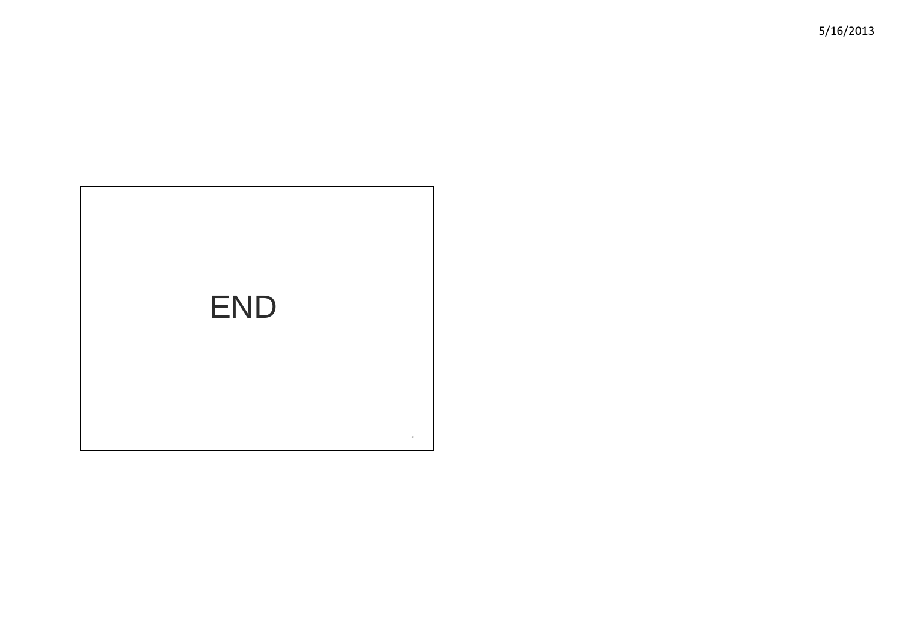END